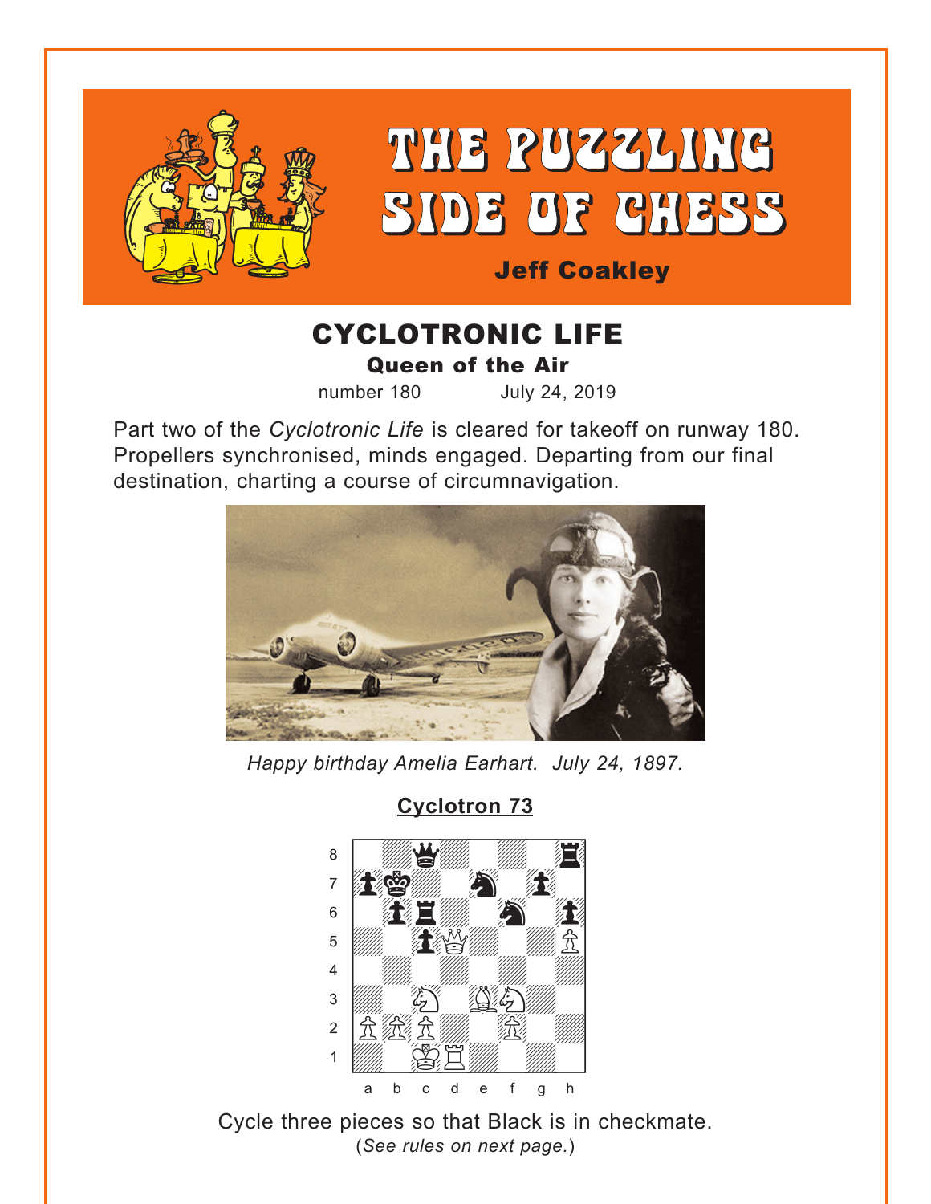# THE PUZZLING SIDE OF CHESS

**Jeff Coakley**

## CYCLOTRONIC LIFE

### Queen of the Air

number 180 July 24, 2019

Part two of the *Cyclotronic Life* is cleared for takeoff on runway 180. Propellers synchronised, minds engaged. Departing from our final destination, charting a course of circumnavigation.

*Happy birthday Amelia Earhart. July 24, 1897.*

**Cyclotron 73**

Cycle three pieces so that Black is in checkmate.

(*See rules on next page.*)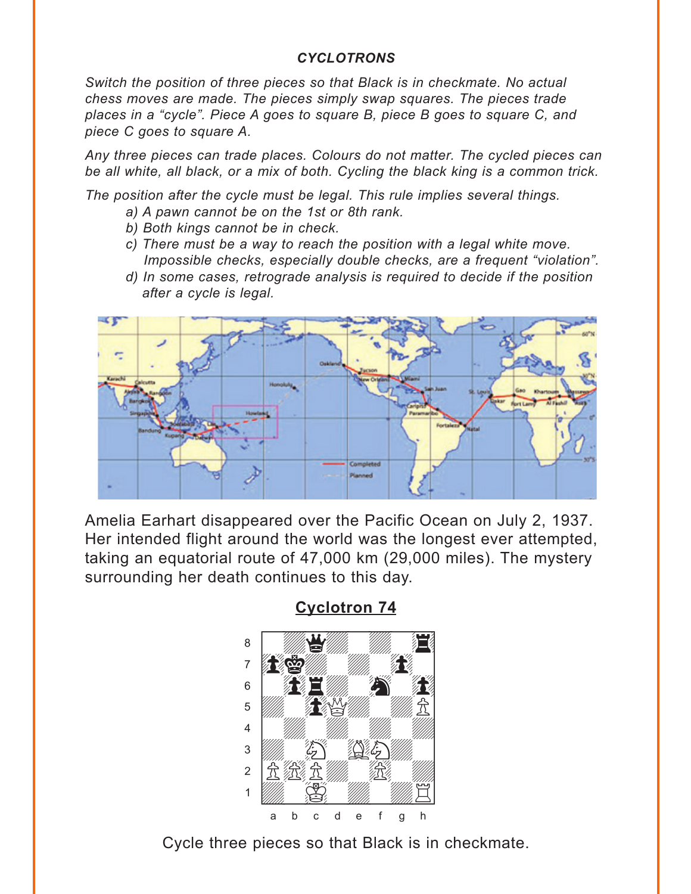## *CYCLOTRONS*

*Switch the position of three pieces so that Black is in checkmate. No actual chess moves are made. The pieces simply swap squares. The pieces trade places in a "cycle". Piece A goes to square B, piece B goes to square C, and piece C goes to square A.*

*Any three pieces can trade places. Colours do not matter. The cycled pieces can be all white, all black, or a mix of both. Cycling the black king is a common trick.*

*The position after the cycle must be legal. This rule implies several things.*

- *a) A pawn cannot be on the 1st or 8th rank.*
- *b) Both kings cannot be in check.*
- *c) There must be a way to reach the position with a legal white move. Impossible checks, especially double checks, are a frequent "violation".*
- *d) In some cases, retrograde analysis is required to decide if the position after a cycle is legal.*

Amelia Earhart disappeared over the Pacific Ocean on July 2, 1937. Her intended flight around the world was the longest ever attempted, taking an equatorial route of 47,000 km (29,000 miles). The mystery surrounding her death continues to this day.

### Cyclotron 74

Cycle three pieces so that Black is in checkmate.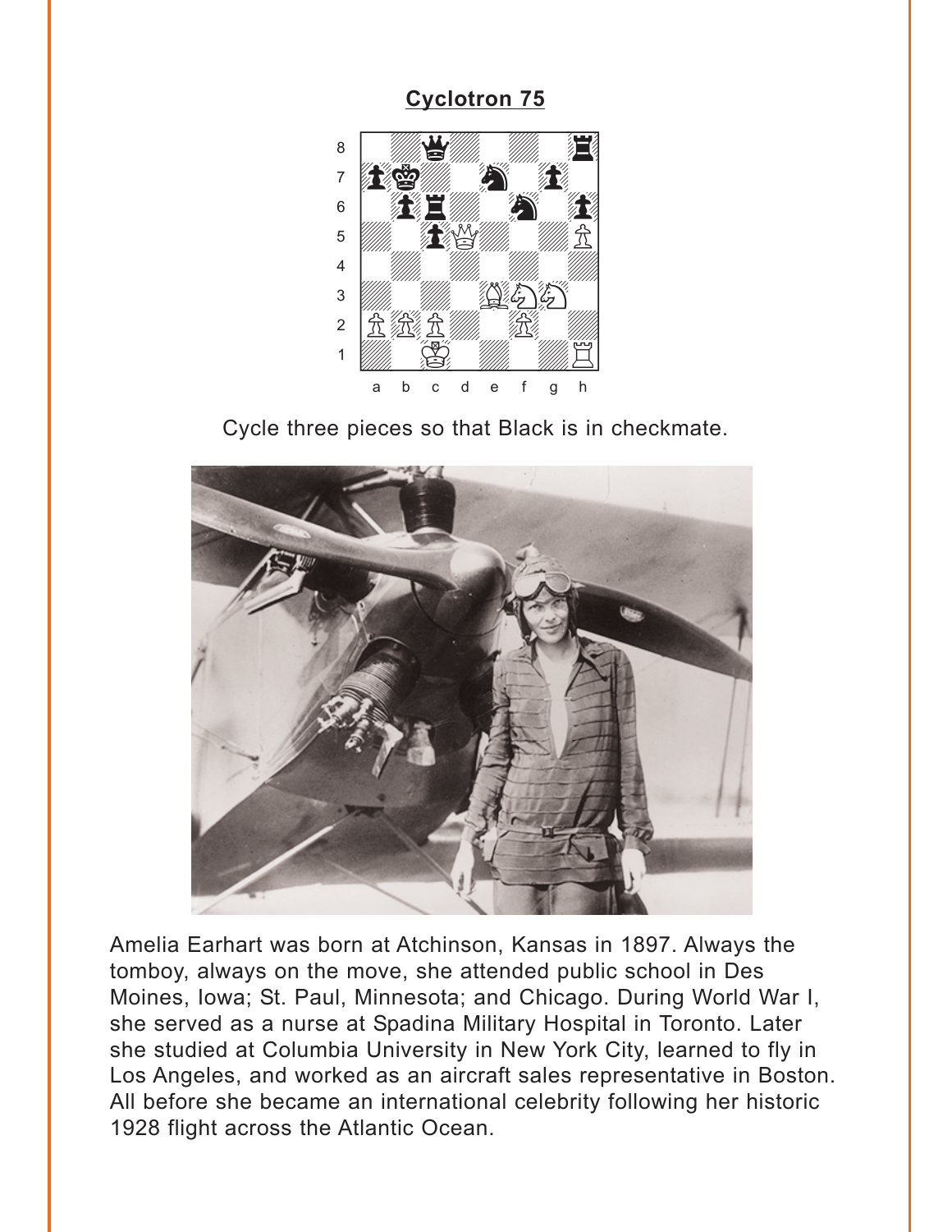**Cyclotron 75**

Cycle three pieces so that Black is in checkmate.

Amelia Earhart was born at Atchinson, Kansas in 1897. Always the tomboy, always on the move, she attended public school in Des Moines, Iowa; St. Paul, Minnesota; and Chicago. During World War I, she served as a nurse at Spadina Military Hospital in Toronto. Later she studied at Columbia University in New York City, learned to fly in Los Angeles, and worked as an aircraft sales representative in Boston. All before she became an international celebrity following her historic 1928 flight across the Atlantic Ocean.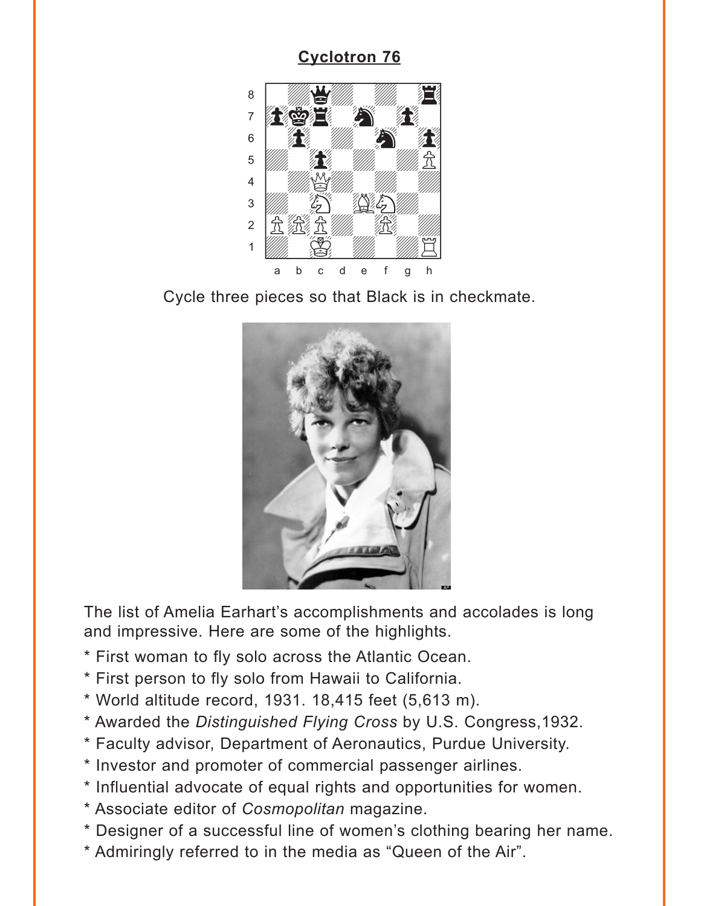## Cyclotron 76

Cycle three pieces so that Black is in checkmate.

The list of Amelia Earhart's accomplishments and accolades is long and impressive. Here are some of the highlights.

* First woman to fly solo across the Atlantic Ocean.
* First person to fly solo from Hawaii to California.
* World altitude record, 1931. 18,415 feet (5,613 m).
* Awarded the *Distinguished Flying Cross* by U.S. Congress,1932.
* Faculty advisor, Department of Aeronautics, Purdue University.
* Investor and promoter of commercial passenger airlines.
* Influential advocate of equal rights and opportunities for women.
* Associate editor of *Cosmopolitan* magazine.
* Designer of a successful line of women's clothing bearing her name.
* Admiringly referred to in the media as "Queen of the Air".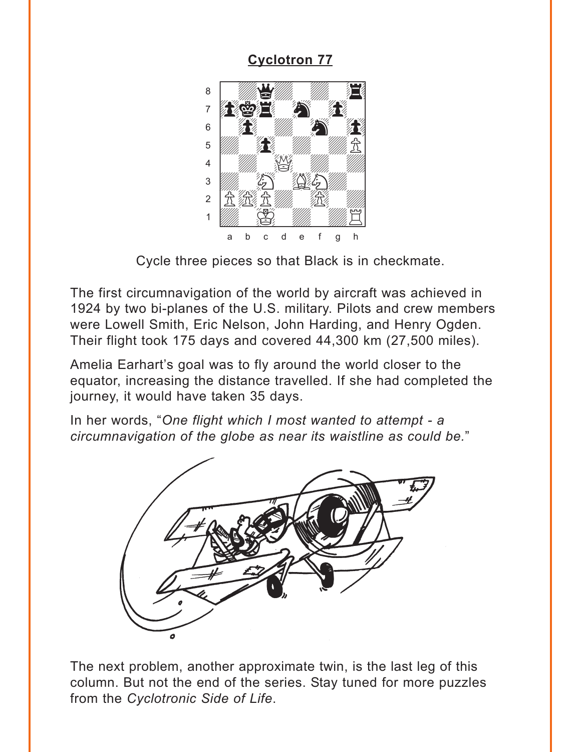## Cyclotron 77

Cycle three pieces so that Black is in checkmate.

The first circumnavigation of the world by aircraft was achieved in 1924 by two bi-planes of the U.S. military. Pilots and crew members were Lowell Smith, Eric Nelson, John Harding, and Henry Ogden. Their flight took 175 days and covered 44,300 km (27,500 miles).

Amelia Earhart's goal was to fly around the world closer to the equator, increasing the distance travelled. If she had completed the journey, it would have taken 35 days.

In her words, "*One flight which I most wanted to attempt - a circumnavigation of the globe as near its waistline as could be.*"

The next problem, another approximate twin, is the last leg of this column. But not the end of the series. Stay tuned for more puzzles from the *Cyclotronic Side of Life*.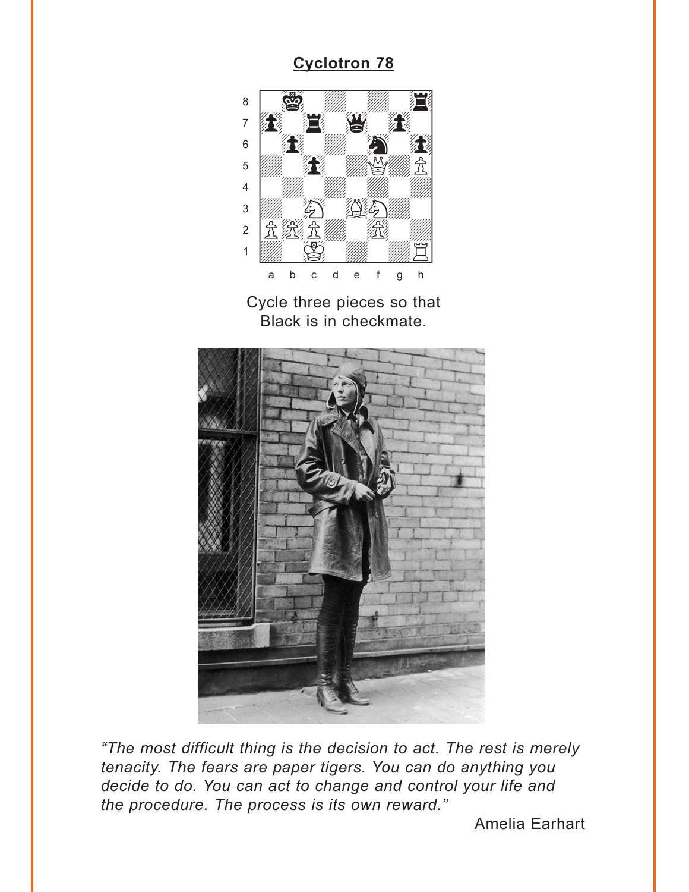# Cyclotron 78

Cycle three pieces so that Black is in checkmate.

*"The most difficult thing is the decision to act. The rest is merely tenacity. The fears are paper tigers. You can do anything you decide to do. You can act to change and control your life and the procedure. The process is its own reward."*

Amelia Earhart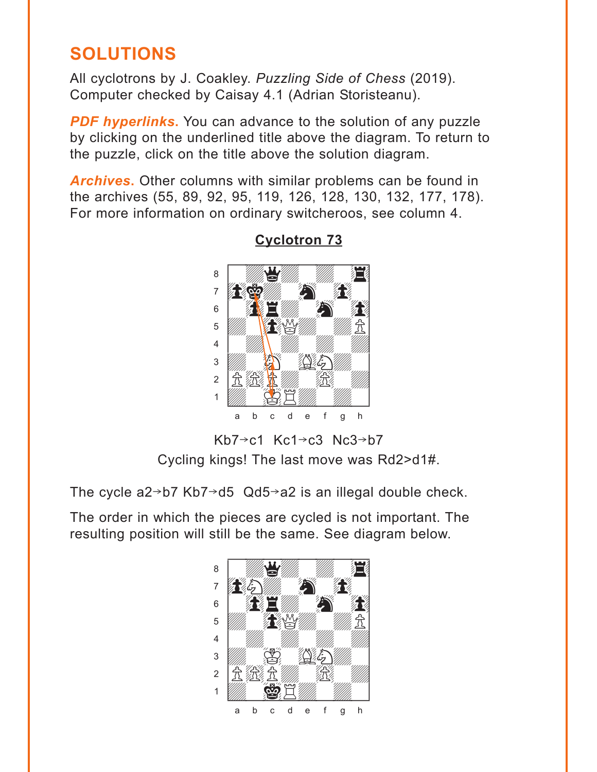# SOLUTIONS

All cyclotrons by J. Coakley. *Puzzling Side of Chess* (2019). Computer checked by Caisay 4.1 (Adrian Storisteanu).

***PDF hyperlinks.*** You can advance to the solution of any puzzle by clicking on the underlined title above the diagram. To return to the puzzle, click on the title above the solution diagram.

***Archives.*** Other columns with similar problems can be found in the archives (55, 89, 92, 95, 119, 126, 128, 130, 132, 177, 178). For more information on ordinary switcheroos, see column 4.

## Cyclotron 73

Kb7→c1  Kc1→c3  Nc3→b7

Cycling kings! The last move was Rd2>d1#.

The cycle a2→b7 Kb7→d5  Qd5→a2 is an illegal double check.

The order in which the pieces are cycled is not important. The resulting position will still be the same. See diagram below.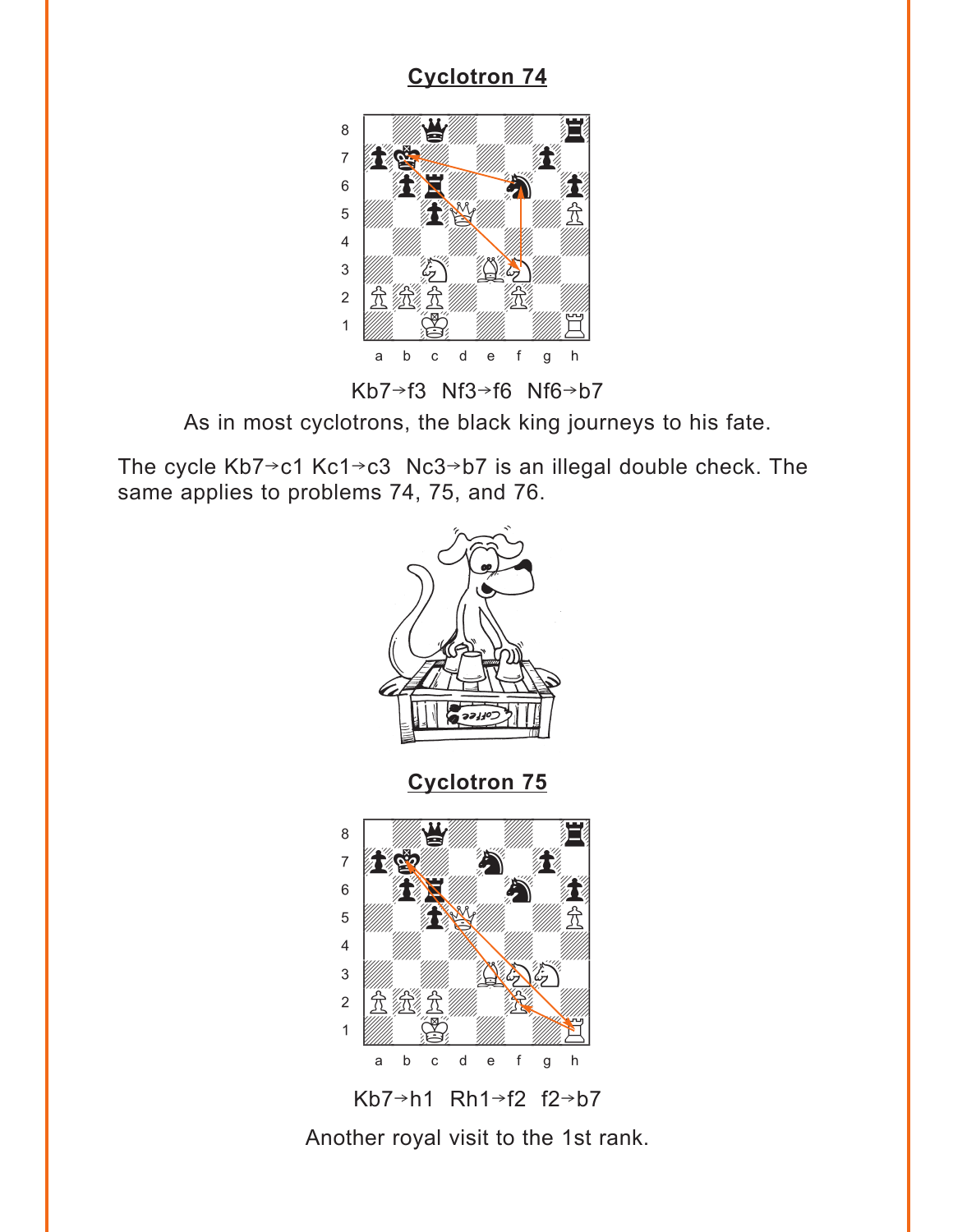**Cyclotron 74**

Kb7→f3 Nf3→f6 Nf6→b7

As in most cyclotrons, the black king journeys to his fate.

The cycle Kb7→c1 Kc1→c3 Nc3→b7 is an illegal double check. The same applies to problems 74, 75, and 76.

**Cyclotron 75**

Kb7→h1 Rh1→f2 f2→b7

Another royal visit to the 1st rank.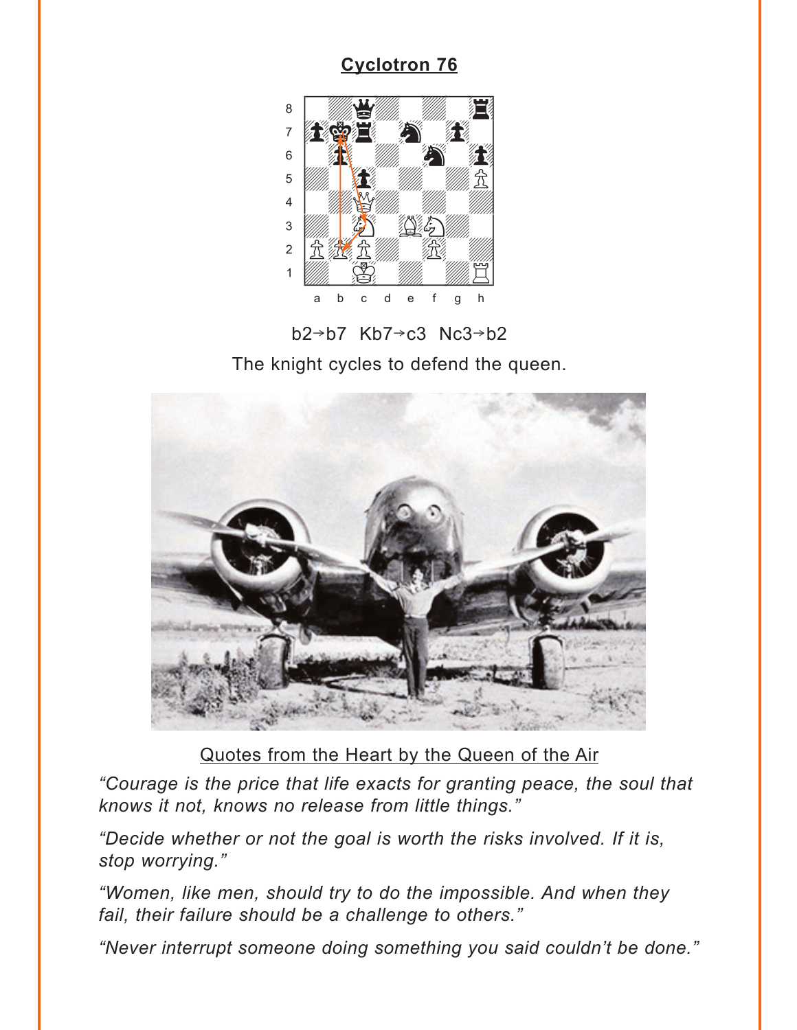# Cyclotron 76

b2→b7 Kb7→c3 Nc3→b2

The knight cycles to defend the queen.

Quotes from the Heart by the Queen of the Air

*“Courage is the price that life exacts for granting peace, the soul that knows it not, knows no release from little things.”*

*“Decide whether or not the goal is worth the risks involved. If it is, stop worrying.”*

*“Women, like men, should try to do the impossible. And when they fail, their failure should be a challenge to others.”*

*“Never interrupt someone doing something you said couldn’t be done.”*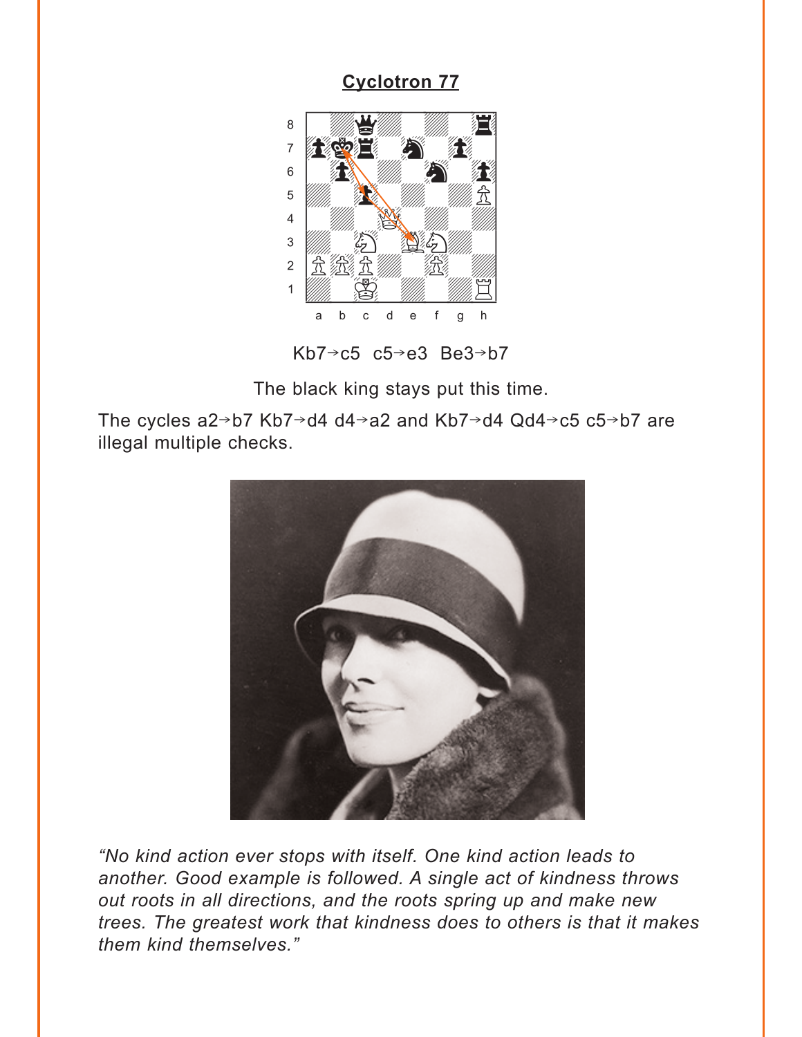**Cyclotron 77**

Kb7→c5 c5→e3 Be3→b7

The black king stays put this time.

The cycles a2→b7 Kb7→d4 d4→a2 and Kb7→d4 Qd4→c5 c5→b7 are illegal multiple checks.

*“No kind action ever stops with itself. One kind action leads to another. Good example is followed. A single act of kindness throws out roots in all directions, and the roots spring up and make new trees. The greatest work that kindness does to others is that it makes them kind themselves.”*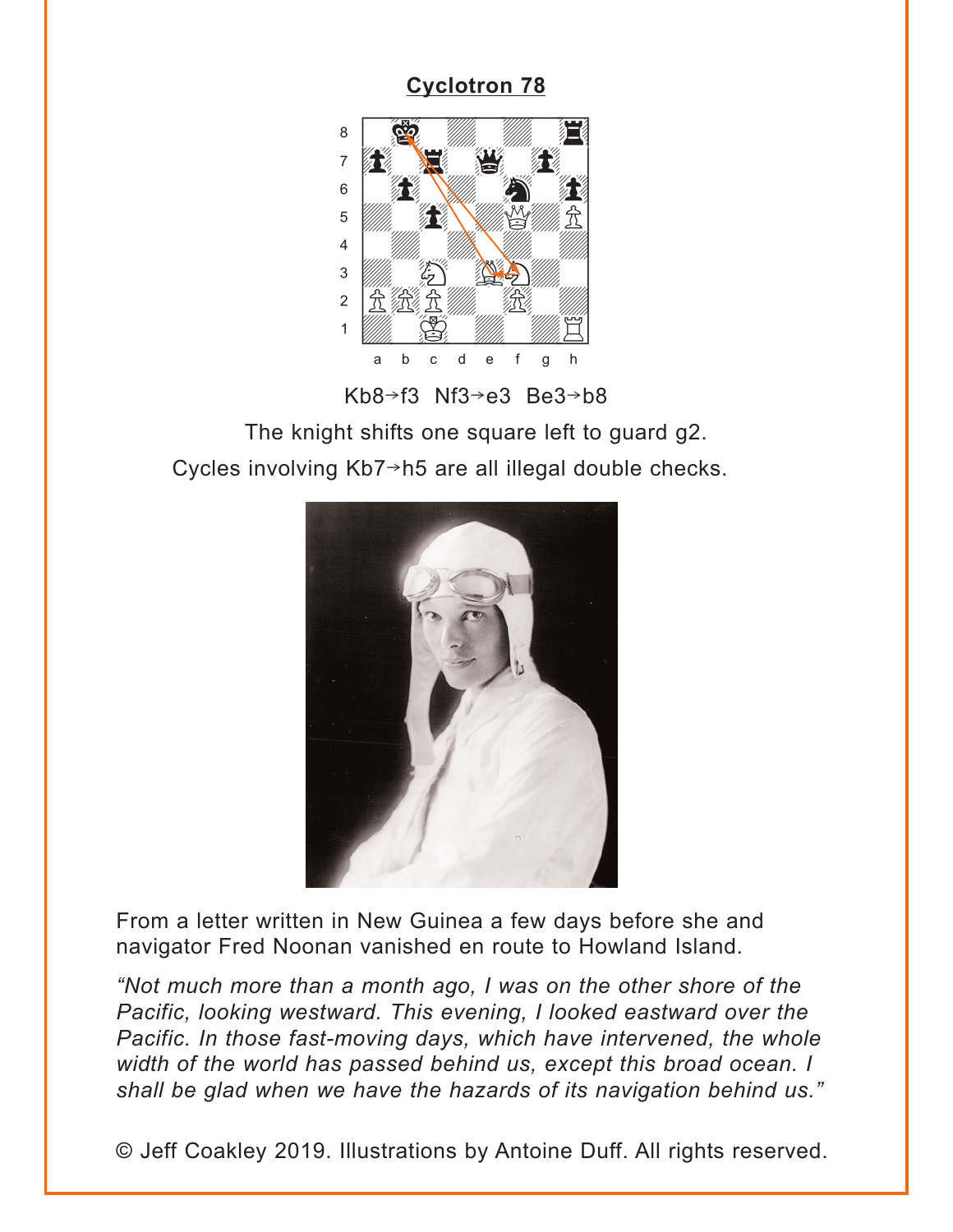## Cyclotron 78

Kb8→f3 Nf3→e3 Be3→b8

The knight shifts one square left to guard g2.

Cycles involving Kb7→h5 are all illegal double checks.

From a letter written in New Guinea a few days before she and navigator Fred Noonan vanished en route to Howland Island.

*“Not much more than a month ago, I was on the other shore of the Pacific, looking westward. This evening, I looked eastward over the Pacific. In those fast-moving days, which have intervened, the whole width of the world has passed behind us, except this broad ocean. I shall be glad when we have the hazards of its navigation behind us.”*

© Jeff Coakley 2019. Illustrations by Antoine Duff. All rights reserved.